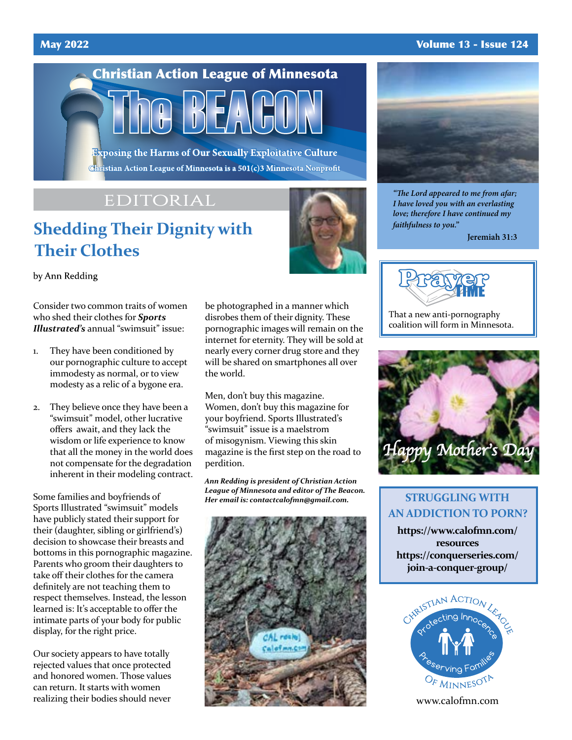# Christian Action League of Minnesota

# The BEACON

**Exposing the Harms of Our Sexually Exploitative Culture**

Christian Action League of Minnesota is a 501(c)3 Minnesota Nonprofit

May 2022 — Volume 13 - Issue 124

EDITORIAL

## Shedding Their Dignity with Their Clothes

by Ann Redding

Consider two common traits of women who shed their clothes for ***Sports Illustrated's*** annual "swimsuit" issue:

1. They have been conditioned by our pornographic culture to accept immodesty as normal, or to view modesty as a relic of a bygone era.
2. They believe once they have been a "swimsuit" model, other lucrative offers await, and they lack the wisdom or life experience to know that all the money in the world does not compensate for the degradation inherent in their modeling contract.

Some families and boyfriends of Sports Illustrated "swimsuit" models have publicly stated their support for their (daughter, sibling or girlfriend's) decision to showcase their breasts and bottoms in this pornographic magazine. Parents who groom their daughters to take off their clothes for the camera definitely are not teaching them to respect themselves. Instead, the lesson learned is: It's acceptable to offer the intimate parts of your body for public display, for the right price.

Our society appears to have totally rejected values that once protected and honored women. Those values can return. It starts with women realizing their bodies should never be photographed in a manner which disrobes them of their dignity. These pornographic images will remain on the internet for eternity. They will be sold at nearly every corner drug store and they will be shared on smartphones all over the world.

Men, don't buy this magazine. Women, don't buy this magazine for your boyfriend. Sports Illustrated's "swimsuit" issue is a maelstrom of misogynism. Viewing this skin magazine is the first step on the road to perdition.

***Ann Redding is president of Christian Action League of Minnesota and editor of The Beacon. Her email is: contactcalofmn@gmail.com.***

*"The Lord appeared to me from afar; I have loved you with an everlasting love; therefore I have continued my faithfulness to you."*

**Jeremiah 31:3**

**Prayer TIME**

That a new anti-pornography coalition will form in Minnesota.

*Happy Mother's Day*

### STRUGGLING WITH AN ADDICTION TO PORN?

**https://www.calofmn.com/resources**

**https://conquerseries.com/join-a-conquer-group/**

Christian Action League Of Minnesota — Protecting Innocence, Preserving Families

www.calofmn.com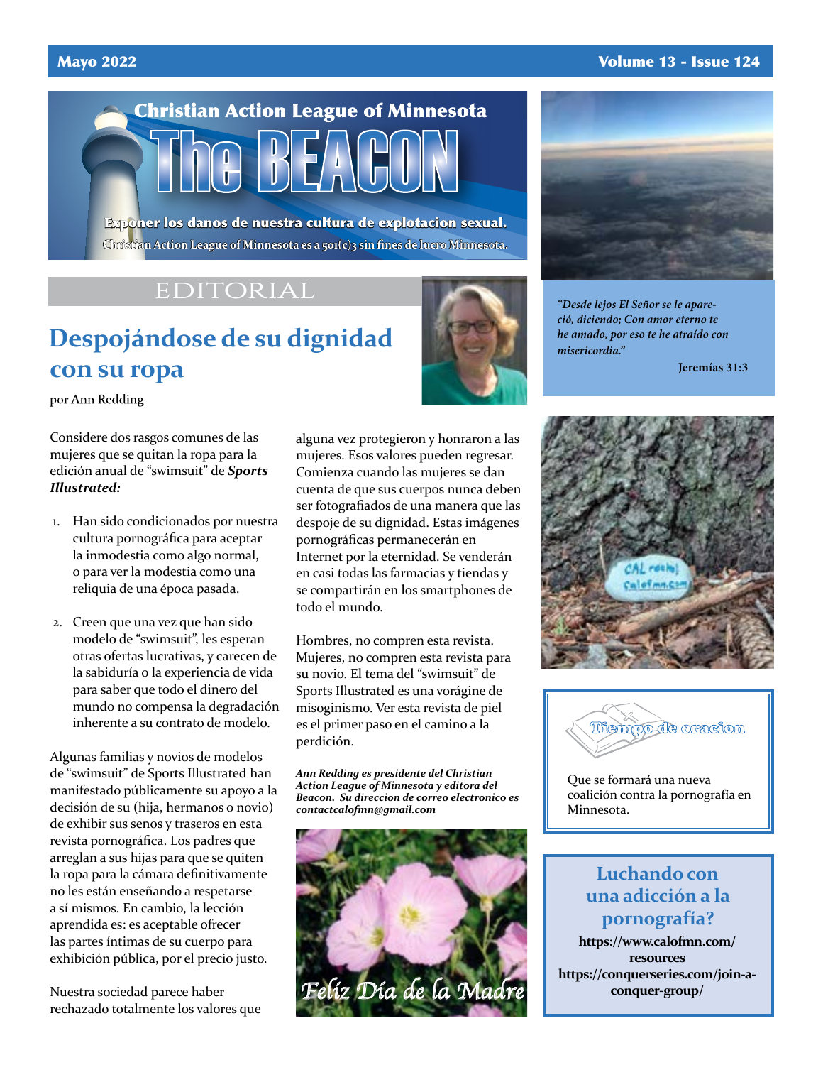# Christian Action League of Minnesota

# The BEACON

**Exponer los danos de nuestra cultura de explotacion sexual.**

Christian Action League of Minnesota es a 501(c)3 sin fines de lucro Minnesota.

*"Desde lejos El Señor se le apareció, diciendo; Con amor eterno te he amado, por eso te he atraído con misericordia."*

**Jeremías 31:3**

## EDITORIAL

## Despojándose de su dignidad con su ropa

por Ann Redding

Considere dos rasgos comunes de las mujeres que se quitan la ropa para la edición anual de "swimsuit" de ***Sports Illustrated:***

1. Han sido condicionados por nuestra cultura pornográfica para aceptar la inmodestia como algo normal, o para ver la modestia como una reliquia de una época pasada.

2. Creen que una vez que han sido modelo de "swimsuit", les esperan otras ofertas lucrativas, y carecen de la sabiduría o la experiencia de vida para saber que todo el dinero del mundo no compensa la degradación inherente a su contrato de modelo.

Algunas familias y novios de modelos de "swimsuit" de Sports Illustrated han manifestado públicamente su apoyo a la decisión de su (hija, hermanos o novio) de exhibir sus senos y traseros en esta revista pornográfica. Los padres que arreglan a sus hijas para que se quiten la ropa para la cámara definitivamente no les están enseñando a respetarse a sí mismos. En cambio, la lección aprendida es: es aceptable ofrecer las partes íntimas de su cuerpo para exhibición pública, por el precio justo.

Nuestra sociedad parece haber rechazado totalmente los valores que alguna vez protegieron y honraron a las mujeres. Esos valores pueden regresar. Comienza cuando las mujeres se dan cuenta de que sus cuerpos nunca deben ser fotografiados de una manera que las despoje de su dignidad. Estas imágenes pornográficas permanecerán en Internet por la eternidad. Se venderán en casi todas las farmacias y tiendas y se compartirán en los smartphones de todo el mundo.

Hombres, no compren esta revista. Mujeres, no compren esta revista para su novio. El tema del "swimsuit" de Sports Illustrated es una vorágine de misoginismo. Ver esta revista de piel es el primer paso en el camino a la perdición.

***Ann Redding es presidente del Christian Action League of Minnesota y editora del Beacon. Su direccion de correo electronico es contactcalofmn@gmail.com***

Felíz Día de la Madre

### Tiempo de oracion

Que se formará una nueva coalición contra la pornografía en Minnesota.

### Luchando con una adicción a la pornografía?

**https://www.calofmn.com/resources**

**https://conquerseries.com/join-a-conquer-group/**